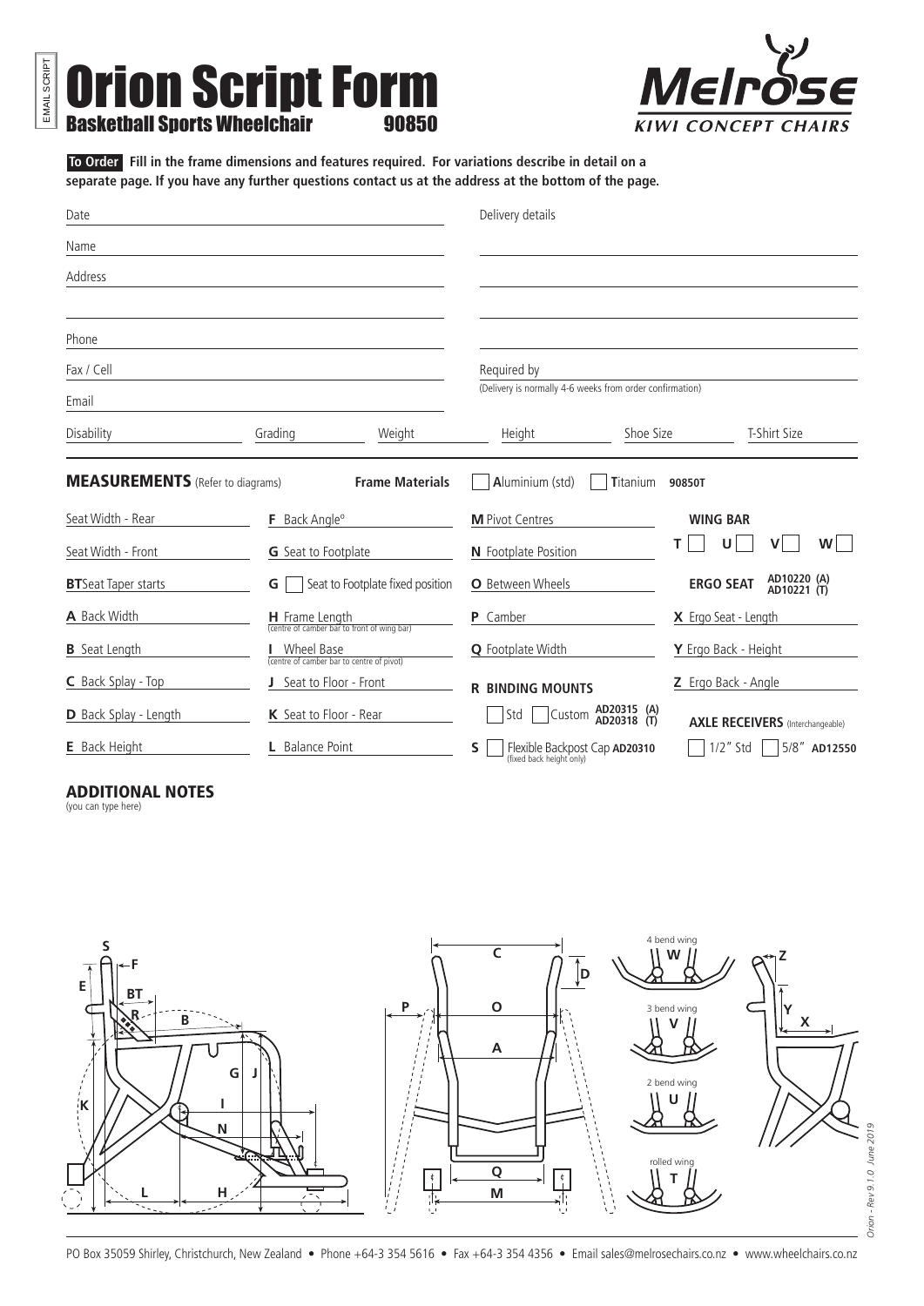EMAIL SCRIPT

# Orion Script Form

## Basketball Sports Wheelchair 90850

Melrose KIWI CONCEPT CHAIRS

**To Order** **Fill in the frame dimensions and features required. For variations describe in detail on a separate page. If you have any further questions contact us at the address at the bottom of the page.**

Date

Name

Address

Phone

Fax / Cell

Email

Delivery details

Required by
(Delivery is normally 4-6 weeks from order confirmation)

Disability | Grading | Weight | Height | Shoe Size | T-Shirt Size

**MEASUREMENTS** (Refer to diagrams)

**Frame Materials** ☐ Aluminium (std) ☐ Titanium **90850T**

| | | | |
|---|---|---|---|
| Seat Width - Rear | **F** Back Angle° | **M** Pivot Centres | **WING BAR** |
| Seat Width - Front | **G** Seat to Footplate | **N** Footplate Position | T ☐ U ☐ V ☐ W ☐ |
| **BT** Seat Taper starts | **G** ☐ Seat to Footplate fixed position | **O** Between Wheels | **ERGO SEAT** AD10220 (A) AD10221 (T) |
| **A** Back Width | **H** Frame Length (centre of camber bar to front of wing bar) | **P** Camber | **X** Ergo Seat - Length |
| **B** Seat Length | **I** Wheel Base (centre of camber bar to centre of pivot) | **Q** Footplate Width | **Y** Ergo Back - Height |
| **C** Back Splay - Top | **J** Seat to Floor - Front | **R BINDING MOUNTS** | **Z** Ergo Back - Angle |
| **D** Back Splay - Length | **K** Seat to Floor - Rear | ☐ Std ☐ Custom AD20315 (A) AD20318 (T) | **AXLE RECEIVERS** (Interchangeable) |
| **E** Back Height | **L** Balance Point | **S** ☐ Flexible Backpost Cap **AD20310** (fixed back height only) | ☐ 1/2″ Std ☐ 5/8″ **AD12550** |

## ADDITIONAL NOTES

(you can type here)

4 bend wing W

3 bend wing V

2 bend wing U

rolled wing T

PO Box 35059 Shirley, Christchurch, New Zealand • Phone +64-3 354 5616 • Fax +64-3 354 4356 • Email sales@melrosechairs.co.nz • www.wheelchairs.co.nz

*Orion - Rev 9.1.0 June 2019*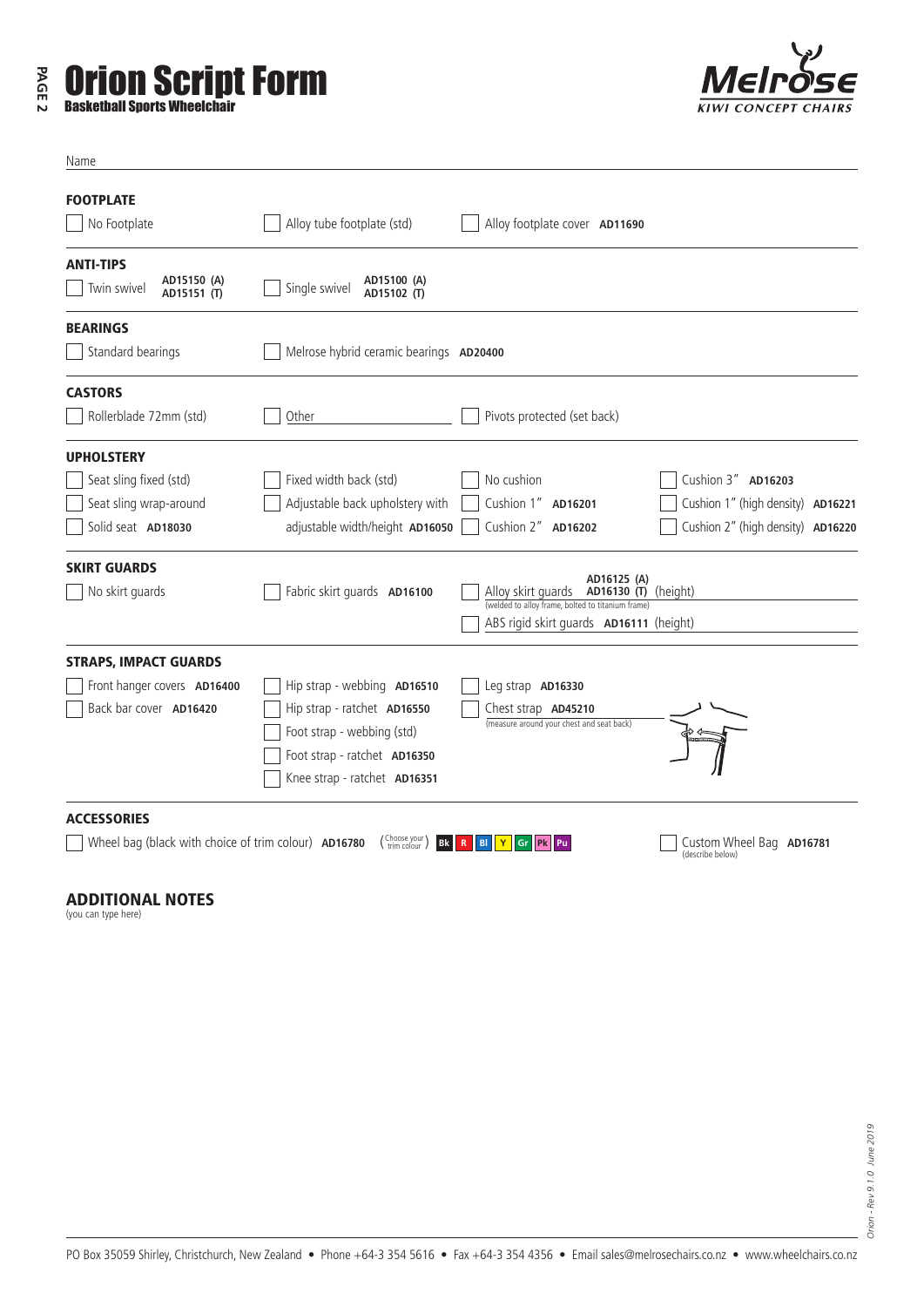# Orion Script Form

## Basketball Sports Wheelchair

Melrose KIWI CONCEPT CHAIRS

Name

### FOOTPLATE

- ☐ No Footplate
- ☐ Alloy tube footplate (std)
- ☐ Alloy footplate cover **AD11690**

### ANTI-TIPS

- ☐ Twin swivel **AD15150 (A)** **AD15151 (T)**
- ☐ Single swivel **AD15100 (A)** **AD15102 (T)**

### BEARINGS

- ☐ Standard bearings
- ☐ Melrose hybrid ceramic bearings **AD20400**

### CASTORS

- ☐ Rollerblade 72mm (std)
- ☐ Other
- ☐ Pivots protected (set back)

### UPHOLSTERY

- ☐ Seat sling fixed (std)
- ☐ Seat sling wrap-around
- ☐ Solid seat **AD18030**
- ☐ Fixed width back (std)
- ☐ Adjustable back upholstery with adjustable width/height **AD16050**
- ☐ No cushion
- ☐ Cushion 1" **AD16201**
- ☐ Cushion 2" **AD16202**
- ☐ Cushion 3" **AD16203**
- ☐ Cushion 1" (high density) **AD16221**
- ☐ Cushion 2" (high density) **AD16220**

### SKIRT GUARDS

- ☐ No skirt guards
- ☐ Fabric skirt guards **AD16100**
- ☐ Alloy skirt guards **AD16125 (A)** **AD16130 (T)** (height)
  (welded to alloy frame, bolted to titanium frame)
- ☐ ABS rigid skirt guards **AD16111** (height)

### STRAPS, IMPACT GUARDS

- ☐ Front hanger covers **AD16400**
- ☐ Back bar cover **AD16420**
- ☐ Hip strap - webbing **AD16510**
- ☐ Hip strap - ratchet **AD16550**
- ☐ Foot strap - webbing (std)
- ☐ Foot strap - ratchet **AD16350**
- ☐ Knee strap - ratchet **AD16351**
- ☐ Leg strap **AD16330**
- ☐ Chest strap **AD45210**
  (measure around your chest and seat back)

### ACCESSORIES

- ☐ Wheel bag (black with choice of trim colour) **AD16780** (Choose your trim colour) Bk R Bl Y Gr Pk Pu
- ☐ Custom Wheel Bag **AD16781** (describe below)

## ADDITIONAL NOTES

(you can type here)

PO Box 35059 Shirley, Christchurch, New Zealand • Phone +64-3 354 5616 • Fax +64-3 354 4356 • Email sales@melrosechairs.co.nz • www.wheelchairs.co.nz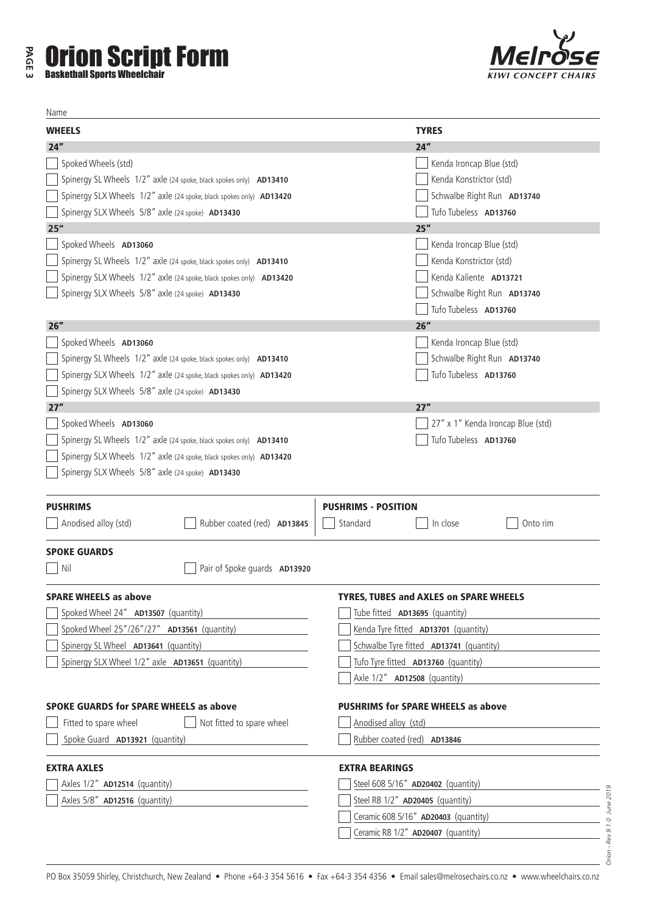# Orion Script Form

## Basketball Sports Wheelchair

Name

### WHEELS

**24"**

- [ ] Spoked Wheels (std)
- [ ] Spinergy SL Wheels 1/2" axle (24 spoke, black spokes only) **AD13410**
- [ ] Spinergy SLX Wheels 1/2" axle (24 spoke, black spokes only) **AD13420**
- [ ] Spinergy SLX Wheels 5/8" axle (24 spoke) **AD13430**

**25"**

- [ ] Spoked Wheels **AD13060**
- [ ] Spinergy SL Wheels 1/2" axle (24 spoke, black spokes only) **AD13410**
- [ ] Spinergy SLX Wheels 1/2" axle (24 spoke, black spokes only) **AD13420**
- [ ] Spinergy SLX Wheels 5/8" axle (24 spoke) **AD13430**

**26"**

- [ ] Spoked Wheels **AD13060**
- [ ] Spinergy SL Wheels 1/2" axle (24 spoke, black spokes only) **AD13410**
- [ ] Spinergy SLX Wheels 1/2" axle (24 spoke, black spokes only) **AD13420**
- [ ] Spinergy SLX Wheels 5/8" axle (24 spoke) **AD13430**

**27"**

- [ ] Spoked Wheels **AD13060**
- [ ] Spinergy SL Wheels 1/2" axle (24 spoke, black spokes only) **AD13410**
- [ ] Spinergy SLX Wheels 1/2" axle (24 spoke, black spokes only) **AD13420**
- [ ] Spinergy SLX Wheels 5/8" axle (24 spoke) **AD13430**

### TYRES

**24"**

- [ ] Kenda Ironcap Blue (std)
- [ ] Kenda Konstrictor (std)
- [ ] Schwalbe Right Run **AD13740**
- [ ] Tufo Tubeless **AD13760**

**25"**

- [ ] Kenda Ironcap Blue (std)
- [ ] Kenda Konstrictor (std)
- [ ] Kenda Kaliente **AD13721**
- [ ] Schwalbe Right Run **AD13740**
- [ ] Tufo Tubeless **AD13760**

**26"**

- [ ] Kenda Ironcap Blue (std)
- [ ] Schwalbe Right Run **AD13740**
- [ ] Tufo Tubeless **AD13760**

**27"**

- [ ] 27" x 1" Kenda Ironcap Blue (std)
- [ ] Tufo Tubeless **AD13760**

### PUSHRIMS

- [ ] Anodised alloy (std)
- [ ] Rubber coated (red) **AD13845**

### PUSHRIMS - POSITION

- [ ] Standard
- [ ] In close
- [ ] Onto rim

### SPOKE GUARDS

- [ ] Nil
- [ ] Pair of Spoke guards **AD13920**

### SPARE WHEELS as above

- [ ] Spoked Wheel 24" **AD13507** (quantity)
- [ ] Spoked Wheel 25"/26"/27" **AD13561** (quantity)
- [ ] Spinergy SL Wheel **AD13641** (quantity)
- [ ] Spinergy SLX Wheel 1/2" axle **AD13651** (quantity)

### TYRES, TUBES and AXLES on SPARE WHEELS

- [ ] Tube fitted **AD13695** (quantity)
- [ ] Kenda Tyre fitted **AD13701** (quantity)
- [ ] Schwalbe Tyre fitted **AD13741** (quantity)
- [ ] Tufo Tyre fitted **AD13760** (quantity)
- [ ] Axle 1/2" **AD12508** (quantity)

### SPOKE GUARDS for SPARE WHEELS as above

- [ ] Fitted to spare wheel
- [ ] Not fitted to spare wheel
- [ ] Spoke Guard **AD13921** (quantity)

### PUSHRIMS for SPARE WHEELS as above

- [ ] Anodised alloy (std)
- [ ] Rubber coated (red) **AD13846**

### EXTRA AXLES

- [ ] Axles 1/2" **AD12514** (quantity)
- [ ] Axles 5/8" **AD12516** (quantity)

### EXTRA BEARINGS

- [ ] Steel 608 5/16" **AD20402** (quantity)
- [ ] Steel R8 1/2" **AD20405** (quantity)
- [ ] Ceramic 608 5/16" **AD20403** (quantity)
- [ ] Ceramic R8 1/2" **AD20407** (quantity)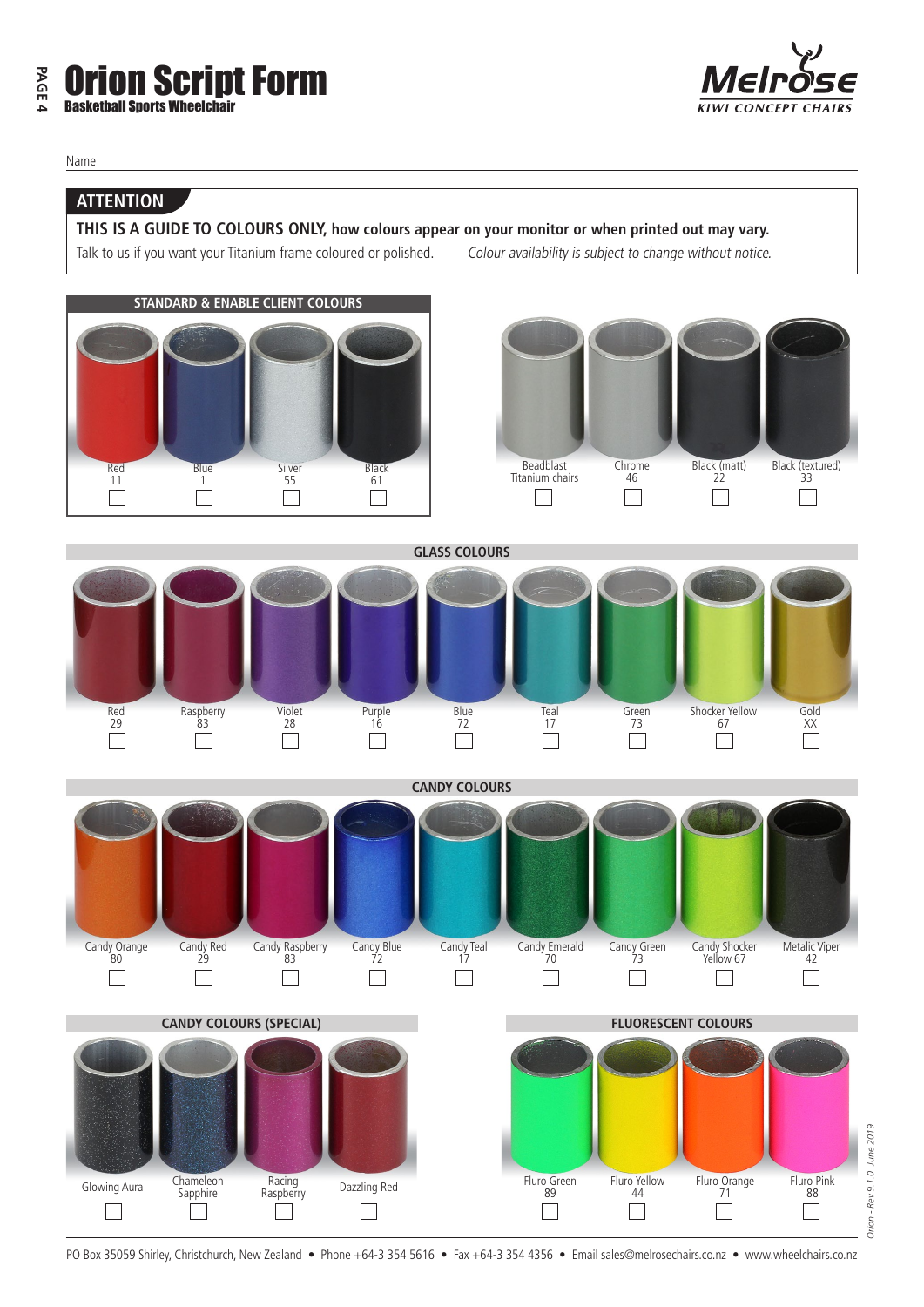# Orion Script Form

## Basketball Sports Wheelchair

Melrose KIWI CONCEPT CHAIRS

Name

## ATTENTION

**THIS IS A GUIDE TO COLOURS ONLY, how colours appear on your monitor or when printed out may vary.**

Talk to us if you want your Titanium frame coloured or polished. *Colour availability is subject to change without notice.*

### STANDARD & ENABLE CLIENT COLOURS

| Red | Blue | Silver | Black |
|---|---|---|---|
| 11 | 1 | 55 | 61 |
| ☐ | ☐ | ☐ | ☐ |

| Beadblast Titanium chairs | Chrome | Black (matt) | Black (textured) |
|---|---|---|---|
| | 46 | 22 | 33 |
| ☐ | ☐ | ☐ | ☐ |

### GLASS COLOURS

| Red | Raspberry | Violet | Purple | Blue | Teal | Green | Shocker Yellow | Gold |
|---|---|---|---|---|---|---|---|---|
| 29 | 83 | 28 | 16 | 72 | 17 | 73 | 67 | XX |
| ☐ | ☐ | ☐ | ☐ | ☐ | ☐ | ☐ | ☐ | ☐ |

### CANDY COLOURS

| Candy Orange | Candy Red | Candy Raspberry | Candy Blue | Candy Teal | Candy Emerald | Candy Green | Candy Shocker Yellow 67 | Metalic Viper |
|---|---|---|---|---|---|---|---|---|
| 80 | 29 | 83 | 72 | 17 | 70 | 73 | | 42 |
| ☐ | ☐ | ☐ | ☐ | ☐ | ☐ | ☐ | ☐ | ☐ |

### CANDY COLOURS (SPECIAL)

| Glowing Aura | Chameleon Sapphire | Racing Raspberry | Dazzling Red |
|---|---|---|---|
| ☐ | ☐ | ☐ | ☐ |

### FLUORESCENT COLOURS

| Fluro Green | Fluro Yellow | Fluro Orange | Fluro Pink |
|---|---|---|---|
| 89 | 44 | 71 | 88 |
| ☐ | ☐ | ☐ | ☐ |

*Orion - Rev 9.1.0 June 2019*

PO Box 35059 Shirley, Christchurch, New Zealand • Phone +64-3 354 5616 • Fax +64-3 354 4356 • Email sales@melrosechairs.co.nz • www.wheelchairs.co.nz